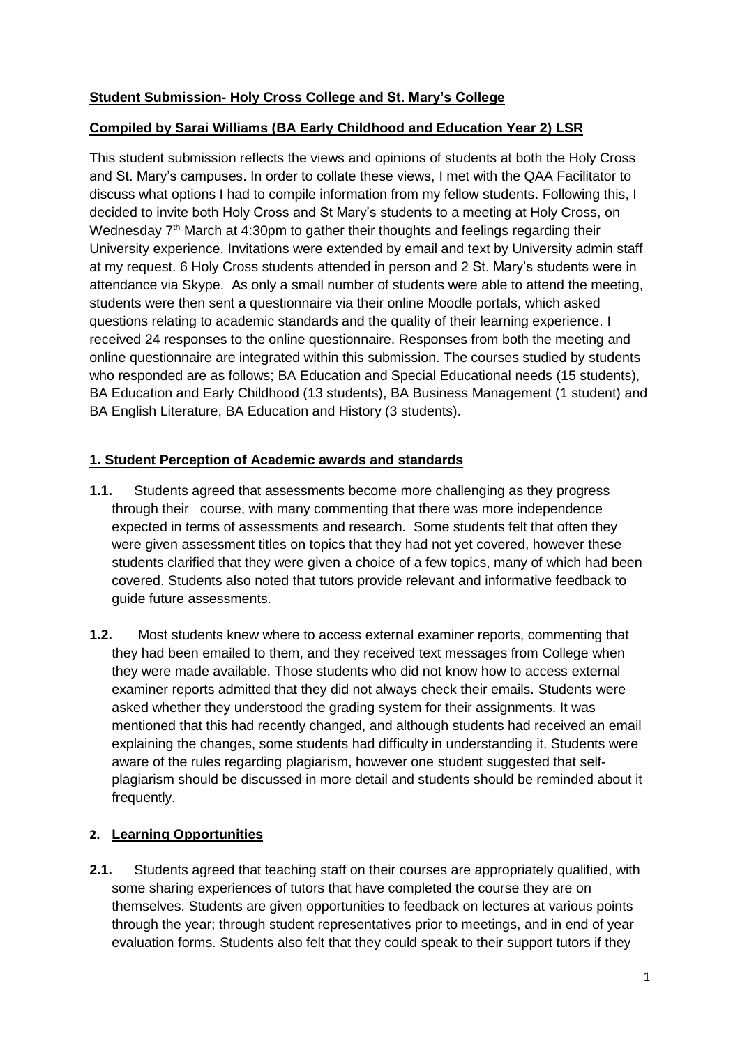**Student Submission- Holy Cross College and St. Mary's College**

**Compiled by Sarai Williams (BA Early Childhood and Education Year 2) LSR**

This student submission reflects the views and opinions of students at both the Holy Cross and St. Mary's campuses. In order to collate these views, I met with the QAA Facilitator to discuss what options I had to compile information from my fellow students. Following this, I decided to invite both Holy Cross and St Mary's students to a meeting at Holy Cross, on Wednesday 7th March at 4:30pm to gather their thoughts and feelings regarding their University experience. Invitations were extended by email and text by University admin staff at my request. 6 Holy Cross students attended in person and 2 St. Mary's students were in attendance via Skype. As only a small number of students were able to attend the meeting, students were then sent a questionnaire via their online Moodle portals, which asked questions relating to academic standards and the quality of their learning experience. I received 24 responses to the online questionnaire. Responses from both the meeting and online questionnaire are integrated within this submission. The courses studied by students who responded are as follows; BA Education and Special Educational needs (15 students), BA Education and Early Childhood (13 students), BA Business Management (1 student) and BA English Literature, BA Education and History (3 students).

## 1. Student Perception of Academic awards and standards

**1.1.** Students agreed that assessments become more challenging as they progress through their course, with many commenting that there was more independence expected in terms of assessments and research. Some students felt that often they were given assessment titles on topics that they had not yet covered, however these students clarified that they were given a choice of a few topics, many of which had been covered. Students also noted that tutors provide relevant and informative feedback to guide future assessments.

**1.2.** Most students knew where to access external examiner reports, commenting that they had been emailed to them, and they received text messages from College when they were made available. Those students who did not know how to access external examiner reports admitted that they did not always check their emails. Students were asked whether they understood the grading system for their assignments. It was mentioned that this had recently changed, and although students had received an email explaining the changes, some students had difficulty in understanding it. Students were aware of the rules regarding plagiarism, however one student suggested that self-plagiarism should be discussed in more detail and students should be reminded about it frequently.

## 2. Learning Opportunities

**2.1.** Students agreed that teaching staff on their courses are appropriately qualified, with some sharing experiences of tutors that have completed the course they are on themselves. Students are given opportunities to feedback on lectures at various points through the year; through student representatives prior to meetings, and in end of year evaluation forms. Students also felt that they could speak to their support tutors if they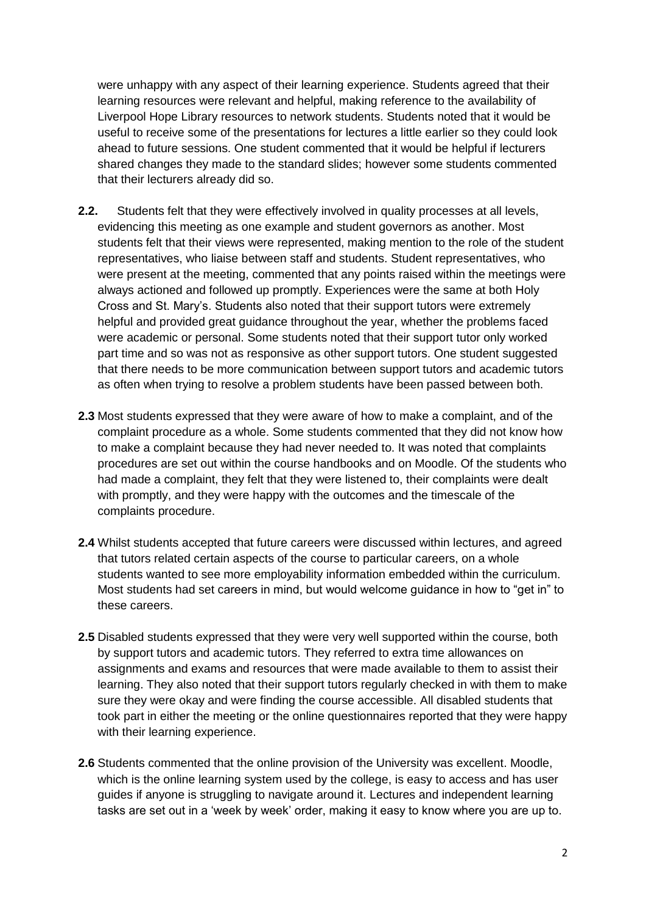were unhappy with any aspect of their learning experience. Students agreed that their learning resources were relevant and helpful, making reference to the availability of Liverpool Hope Library resources to network students. Students noted that it would be useful to receive some of the presentations for lectures a little earlier so they could look ahead to future sessions. One student commented that it would be helpful if lecturers shared changes they made to the standard slides; however some students commented that their lecturers already did so.

**2.2.** Students felt that they were effectively involved in quality processes at all levels, evidencing this meeting as one example and student governors as another. Most students felt that their views were represented, making mention to the role of the student representatives, who liaise between staff and students. Student representatives, who were present at the meeting, commented that any points raised within the meetings were always actioned and followed up promptly. Experiences were the same at both Holy Cross and St. Mary's. Students also noted that their support tutors were extremely helpful and provided great guidance throughout the year, whether the problems faced were academic or personal. Some students noted that their support tutor only worked part time and so was not as responsive as other support tutors. One student suggested that there needs to be more communication between support tutors and academic tutors as often when trying to resolve a problem students have been passed between both.

**2.3** Most students expressed that they were aware of how to make a complaint, and of the complaint procedure as a whole. Some students commented that they did not know how to make a complaint because they had never needed to. It was noted that complaints procedures are set out within the course handbooks and on Moodle. Of the students who had made a complaint, they felt that they were listened to, their complaints were dealt with promptly, and they were happy with the outcomes and the timescale of the complaints procedure.

**2.4** Whilst students accepted that future careers were discussed within lectures, and agreed that tutors related certain aspects of the course to particular careers, on a whole students wanted to see more employability information embedded within the curriculum. Most students had set careers in mind, but would welcome guidance in how to "get in" to these careers.

**2.5** Disabled students expressed that they were very well supported within the course, both by support tutors and academic tutors. They referred to extra time allowances on assignments and exams and resources that were made available to them to assist their learning. They also noted that their support tutors regularly checked in with them to make sure they were okay and were finding the course accessible. All disabled students that took part in either the meeting or the online questionnaires reported that they were happy with their learning experience.

**2.6** Students commented that the online provision of the University was excellent. Moodle, which is the online learning system used by the college, is easy to access and has user guides if anyone is struggling to navigate around it. Lectures and independent learning tasks are set out in a 'week by week' order, making it easy to know where you are up to.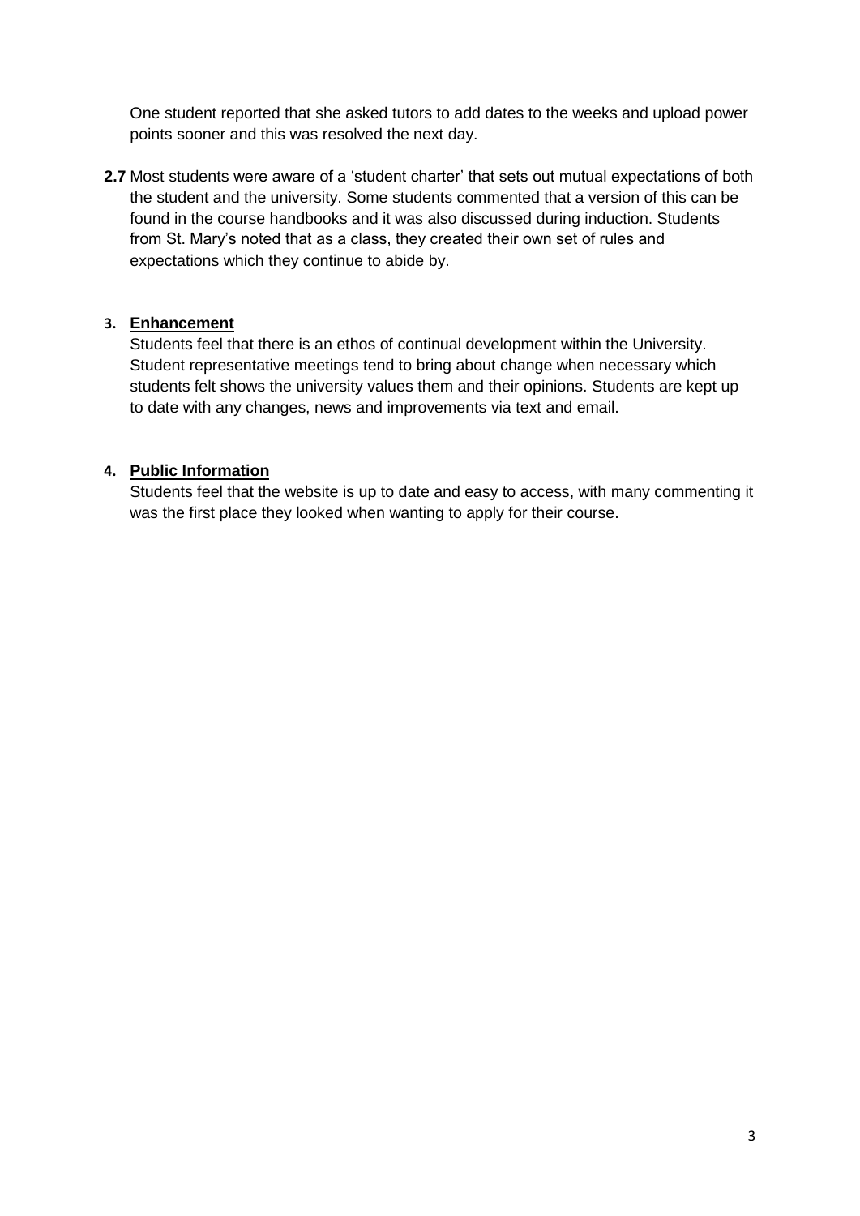One student reported that she asked tutors to add dates to the weeks and upload power points sooner and this was resolved the next day.

**2.7** Most students were aware of a 'student charter' that sets out mutual expectations of both the student and the university. Some students commented that a version of this can be found in the course handbooks and it was also discussed during induction. Students from St. Mary's noted that as a class, they created their own set of rules and expectations which they continue to abide by.

## 3. Enhancement

Students feel that there is an ethos of continual development within the University. Student representative meetings tend to bring about change when necessary which students felt shows the university values them and their opinions. Students are kept up to date with any changes, news and improvements via text and email.

## 4. Public Information

Students feel that the website is up to date and easy to access, with many commenting it was the first place they looked when wanting to apply for their course.